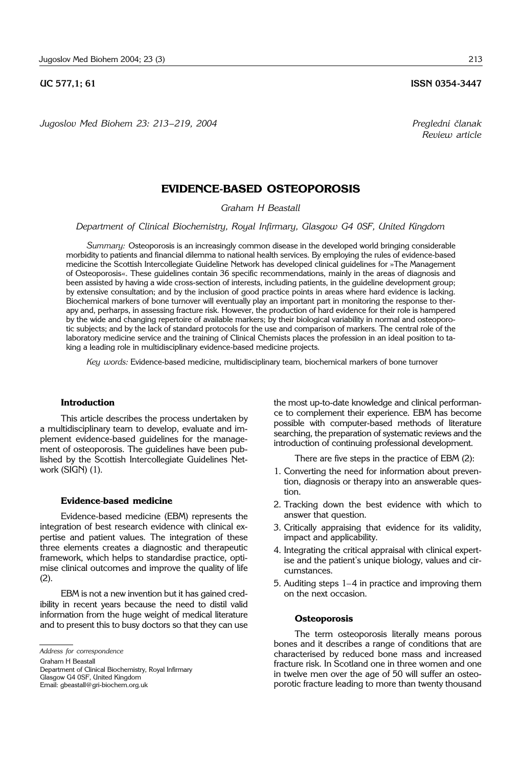UC 577,1; 61 ISSN 0354-3447

*Jugoslov Med Biohem 23: 213–219, 2004*

*Pregledni članak*
*Review article*

# EVIDENCE-BASED OSTEOPOROSIS

*Graham H Beastall*

*Department of Clinical Biochemistry, Royal Infirmary, Glasgow G4 0SF, United Kingdom*

*Summary:* Osteoporosis is an increasingly common disease in the developed world bringing considerable morbidity to patients and financial dilemma to national health services. By employing the rules of evidence-based medicine the Scottish Intercollegiate Guideline Network has developed clinical guidelines for »The Management of Osteoporosis«. These guidelines contain 36 specific recommendations, mainly in the areas of diagnosis and been assisted by having a wide cross-section of interests, including patients, in the guideline development group; by extensive consultation; and by the inclusion of good practice points in areas where hard evidence is lacking. Biochemical markers of bone turnover will eventually play an important part in monitoring the response to therapy and, perhaps, in assessing fracture risk. However, the production of hard evidence for their role is hampered by the wide and changing repertoire of available markers; by their biological variability in normal and osteoporotic subjects; and by the lack of standard protocols for the use and comparison of markers. The central role of the laboratory medicine service and the training of Clinical Chemists places the profession in an ideal position to taking a leading role in multidisciplinary evidence-based medicine projects.

*Key words:* Evidence-based medicine, multidisciplinary team, biochemical markers of bone turnover

## Introduction

This article describes the process undertaken by a multidisciplinary team to develop, evaluate and implement evidence-based guidelines for the management of osteoporosis. The guidelines have been published by the Scottish Intercollegiate Guidelines Network (SIGN) (1).

## Evidence-based medicine

Evidence-based medicine (EBM) represents the integration of best research evidence with clinical expertise and patient values. The integration of these three elements creates a diagnostic and therapeutic framework, which helps to standardise practice, optimise clinical outcomes and improve the quality of life (2).

EBM is not a new invention but it has gained credibility in recent years because the need to distil valid information from the huge weight of medical literature and to present this to busy doctors so that they can use the most up-to-date knowledge and clinical performance to complement their experience. EBM has become possible with computer-based methods of literature searching, the preparation of systematic reviews and the introduction of continuing professional development.

There are five steps in the practice of EBM (2):

1. Converting the need for information about prevention, diagnosis or therapy into an answerable question.
2. Tracking down the best evidence with which to answer that question.
3. Critically appraising that evidence for its validity, impact and applicability.
4. Integrating the critical appraisal with clinical expertise and the patient's unique biology, values and circumstances.
5. Auditing steps 1–4 in practice and improving them on the next occasion.

## Osteoporosis

The term osteoporosis literally means porous bones and it describes a range of conditions that are characterised by reduced bone mass and increased fracture risk. In Scotland one in three women and one in twelve men over the age of 50 will suffer an osteoporotic fracture leading to more than twenty thousand

---

*Address for correspondence*

Graham H Beastall
Department of Clinical Biochemistry, Royal Infirmary
Glasgow G4 0SF, United Kingdom
Email: gbeastall@gri-biochem.org.uk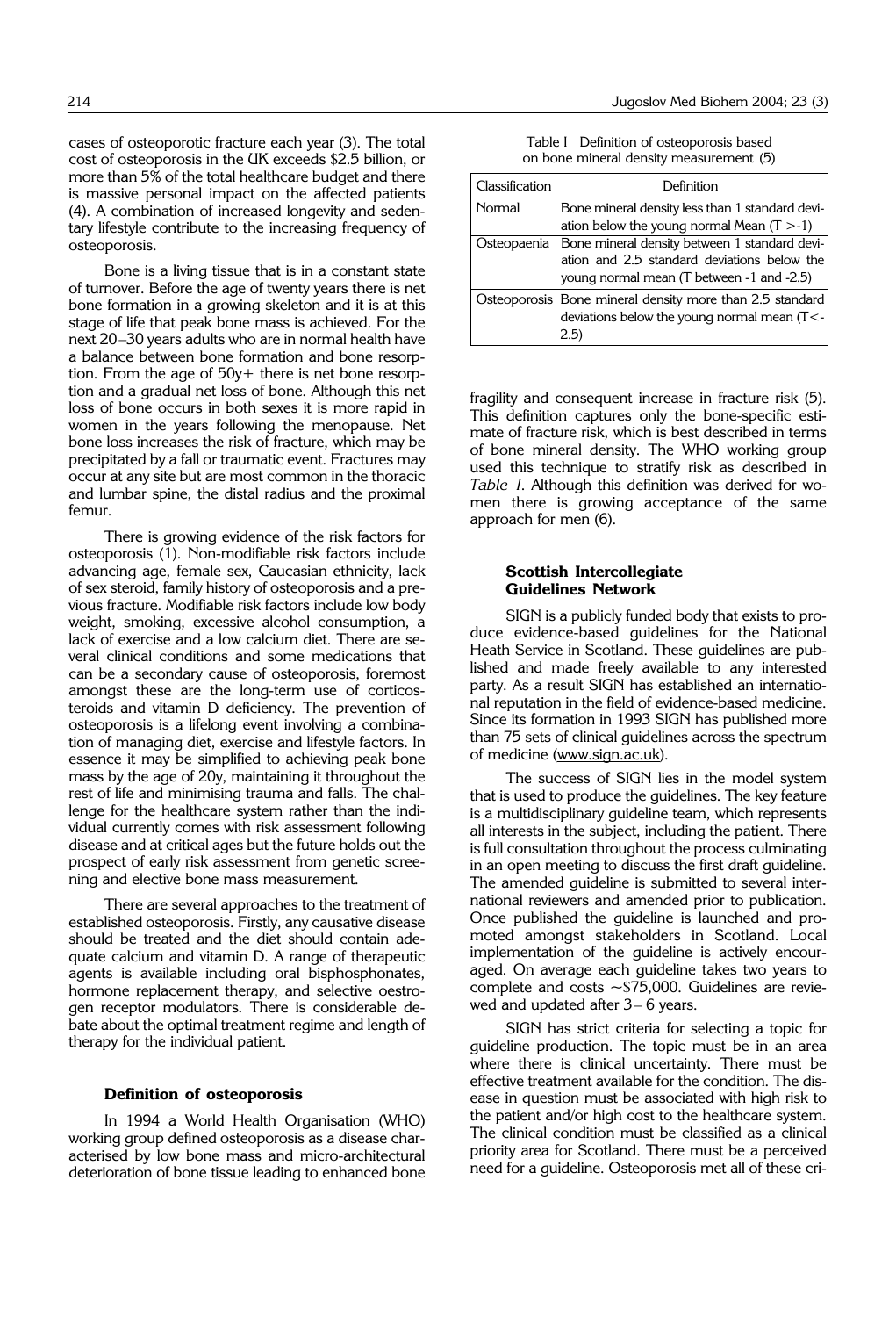cases of osteoporotic fracture each year (3). The total cost of osteoporosis in the UK exceeds $2.5 billion, or more than 5% of the total healthcare budget and there is massive personal impact on the affected patients (4). A combination of increased longevity and sedentary lifestyle contribute to the increasing frequency of osteoporosis.

Bone is a living tissue that is in a constant state of turnover. Before the age of twenty years there is net bone formation in a growing skeleton and it is at this stage of life that peak bone mass is achieved. For the next 20–30 years adults who are in normal health have a balance between bone formation and bone resorption. From the age of 50y+ there is net bone resorption and a gradual net loss of bone. Although this net loss of bone occurs in both sexes it is more rapid in women in the years following the menopause. Net bone loss increases the risk of fracture, which may be precipitated by a fall or traumatic event. Fractures may occur at any site but are most common in the thoracic and lumbar spine, the distal radius and the proximal femur.

There is growing evidence of the risk factors for osteoporosis (1). Non-modifiable risk factors include advancing age, female sex, Caucasian ethnicity, lack of sex steroid, family history of osteoporosis and a previous fracture. Modifiable risk factors include low body weight, smoking, excessive alcohol consumption, a lack of exercise and a low calcium diet. There are several clinical conditions and some medications that can be a secondary cause of osteoporosis, foremost amongst these are the long-term use of corticosteroids and vitamin D deficiency. The prevention of osteoporosis is a lifelong event involving a combination of managing diet, exercise and lifestyle factors. In essence it may be simplified to achieving peak bone mass by the age of 20y, maintaining it throughout the rest of life and minimising trauma and falls. The challenge for the healthcare system rather than the individual currently comes with risk assessment following disease and at critical ages but the future holds out the prospect of early risk assessment from genetic screening and elective bone mass measurement.

There are several approaches to the treatment of established osteoporosis. Firstly, any causative disease should be treated and the diet should contain adequate calcium and vitamin D. A range of therapeutic agents is available including oral bisphosphonates, hormone replacement therapy, and selective oestrogen receptor modulators. There is considerable debate about the optimal treatment regime and length of therapy for the individual patient.

### Definition of osteoporosis

In 1994 a World Health Organisation (WHO) working group defined osteoporosis as a disease characterised by low bone mass and micro-architectural deterioration of bone tissue leading to enhanced bone fragility and consequent increase in fracture risk (5). This definition captures only the bone-specific estimate of fracture risk, which is best described in terms of bone mineral density. The WHO working group used this technique to stratify risk as described in *Table I*. Although this definition was derived for women there is growing acceptance of the same approach for men (6).

Table I Definition of osteoporosis based on bone mineral density measurement (5)

| Classification | Definition |
| --- | --- |
| Normal | Bone mineral density less than 1 standard deviation below the young normal Mean ($T > -1$) |
| Osteopaenia | Bone mineral density between 1 standard deviation and 2.5 standard deviations below the young normal mean (T between -1 and -2.5) |
| Osteoporosis | Bone mineral density more than 2.5 standard deviations below the young normal mean ($T < -2.5$) |

### Scottish Intercollegiate Guidelines Network

SIGN is a publicly funded body that exists to produce evidence-based guidelines for the National Heath Service in Scotland. These guidelines are published and made freely available to any interested party. As a result SIGN has established an international reputation in the field of evidence-based medicine. Since its formation in 1993 SIGN has published more than 75 sets of clinical guidelines across the spectrum of medicine (www.sign.ac.uk).

The success of SIGN lies in the model system that is used to produce the guidelines. The key feature is a multidisciplinary guideline team, which represents all interests in the subject, including the patient. There is full consultation throughout the process culminating in an open meeting to discuss the first draft guideline. The amended guideline is submitted to several international reviewers and amended prior to publication. Once published the guideline is launched and promoted amongst stakeholders in Scotland. Local implementation of the guideline is actively encouraged. On average each guideline takes two years to complete and costs ~$75,000. Guidelines are reviewed and updated after 3–6 years.

SIGN has strict criteria for selecting a topic for guideline production. The topic must be in an area where there is clinical uncertainty. There must be effective treatment available for the condition. The disease in question must be associated with high risk to the patient and/or high cost to the healthcare system. The clinical condition must be classified as a clinical priority area for Scotland. There must be a perceived need for a guideline. Osteoporosis met all of these cri-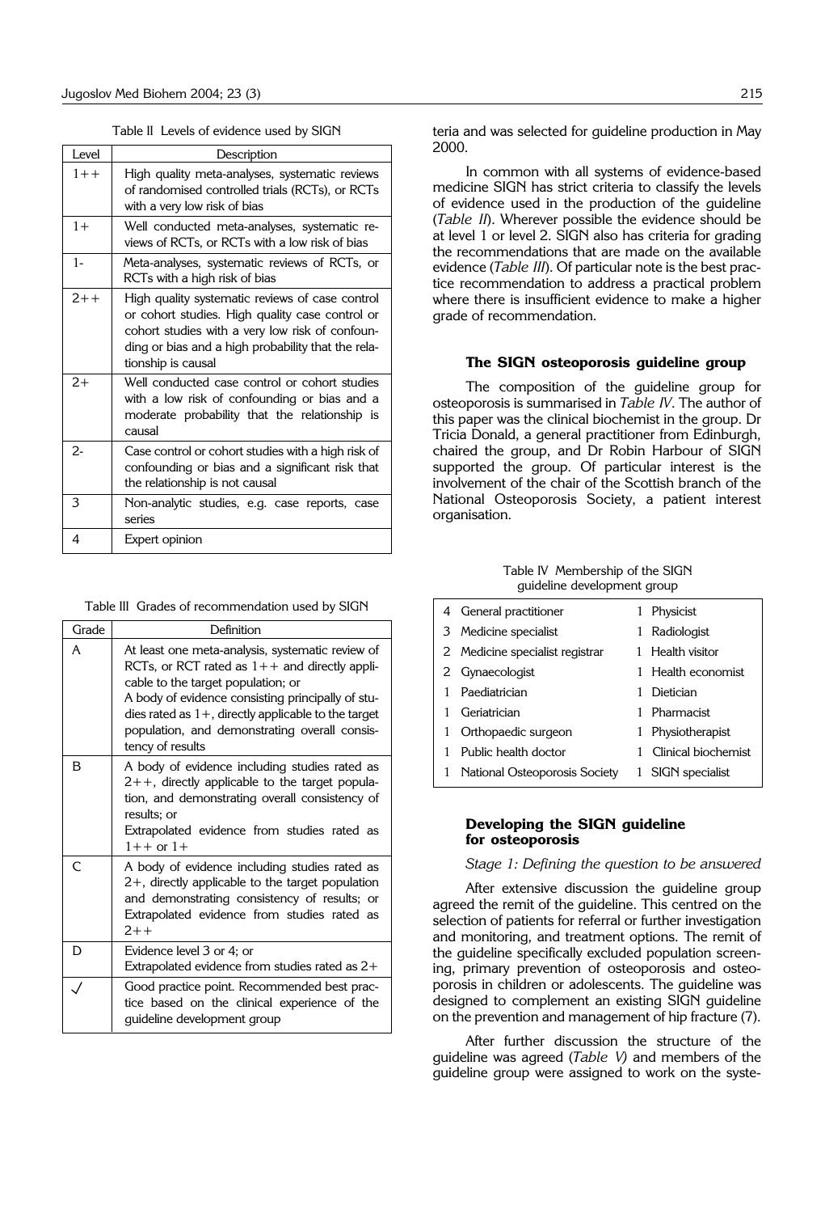Table II Levels of evidence used by SIGN

| Level | Description |
|---|---|
| 1++ | High quality meta-analyses, systematic reviews of randomised controlled trials (RCTs), or RCTs with a very low risk of bias |
| 1+ | Well conducted meta-analyses, systematic reviews of RCTs, or RCTs with a low risk of bias |
| 1- | Meta-analyses, systematic reviews of RCTs, or RCTs with a high risk of bias |
| 2++ | High quality systematic reviews of case control or cohort studies. High quality case control or cohort studies with a very low risk of confounding or bias and a high probability that the relationship is causal |
| 2+ | Well conducted case control or cohort studies with a low risk of confounding or bias and a moderate probability that the relationship is causal |
| 2- | Case control or cohort studies with a high risk of confounding or bias and a significant risk that the relationship is not causal |
| 3 | Non-analytic studies, e.g. case reports, case series |
| 4 | Expert opinion |

Table III Grades of recommendation used by SIGN

| Grade | Definition |
|---|---|
| A | At least one meta-analysis, systematic review of RCTs, or RCT rated as 1++ and directly applicable to the target population; or<br>A body of evidence consisting principally of studies rated as 1+, directly applicable to the target population, and demonstrating overall consistency of results |
| B | A body of evidence including studies rated as 2++, directly applicable to the target population, and demonstrating overall consistency of results; or<br>Extrapolated evidence from studies rated as 1++ or 1+ |
| C | A body of evidence including studies rated as 2+, directly applicable to the target population and demonstrating consistency of results; or Extrapolated evidence from studies rated as 2++ |
| D | Evidence level 3 or 4; or<br>Extrapolated evidence from studies rated as 2+ |
| ✓ | Good practice point. Recommended best practice based on the clinical experience of the guideline development group |

teria and was selected for guideline production in May 2000.

In common with all systems of evidence-based medicine SIGN has strict criteria to classify the levels of evidence used in the production of the guideline (*Table II*). Wherever possible the evidence should be at level 1 or level 2. SIGN also has criteria for grading the recommendations that are made on the available evidence (*Table III*). Of particular note is the best practice recommendation to address a practical problem where there is insufficient evidence to make a higher grade of recommendation.

### The SIGN osteoporosis guideline group

The composition of the guideline group for osteoporosis is summarised in *Table IV*. The author of this paper was the clinical biochemist in the group. Dr Tricia Donald, a general practitioner from Edinburgh, chaired the group, and Dr Robin Harbour of SIGN supported the group. Of particular interest is the involvement of the chair of the Scottish branch of the National Osteoporosis Society, a patient interest organisation.

Table IV Membership of the SIGN guideline development group

| | | | |
|---|---|---|---|
| 4 | General practitioner | 1 | Physicist |
| 3 | Medicine specialist | 1 | Radiologist |
| 2 | Medicine specialist registrar | 1 | Health visitor |
| 2 | Gynaecologist | 1 | Health economist |
| 1 | Paediatrician | 1 | Dietician |
| 1 | Geriatrician | 1 | Pharmacist |
| 1 | Orthopaedic surgeon | 1 | Physiotherapist |
| 1 | Public health doctor | 1 | Clinical biochemist |
| 1 | National Osteoporosis Society | 1 | SIGN specialist |

### Developing the SIGN guideline for osteoporosis

*Stage 1: Defining the question to be answered*

After extensive discussion the guideline group agreed the remit of the guideline. This centred on the selection of patients for referral or further investigation and monitoring, and treatment options. The remit of the guideline specifically excluded population screening, primary prevention of osteoporosis and osteoporosis in children or adolescents. The guideline was designed to complement an existing SIGN guideline on the prevention and management of hip fracture (7).

After further discussion the structure of the guideline was agreed (*Table V*) and members of the guideline group were assigned to work on the syste-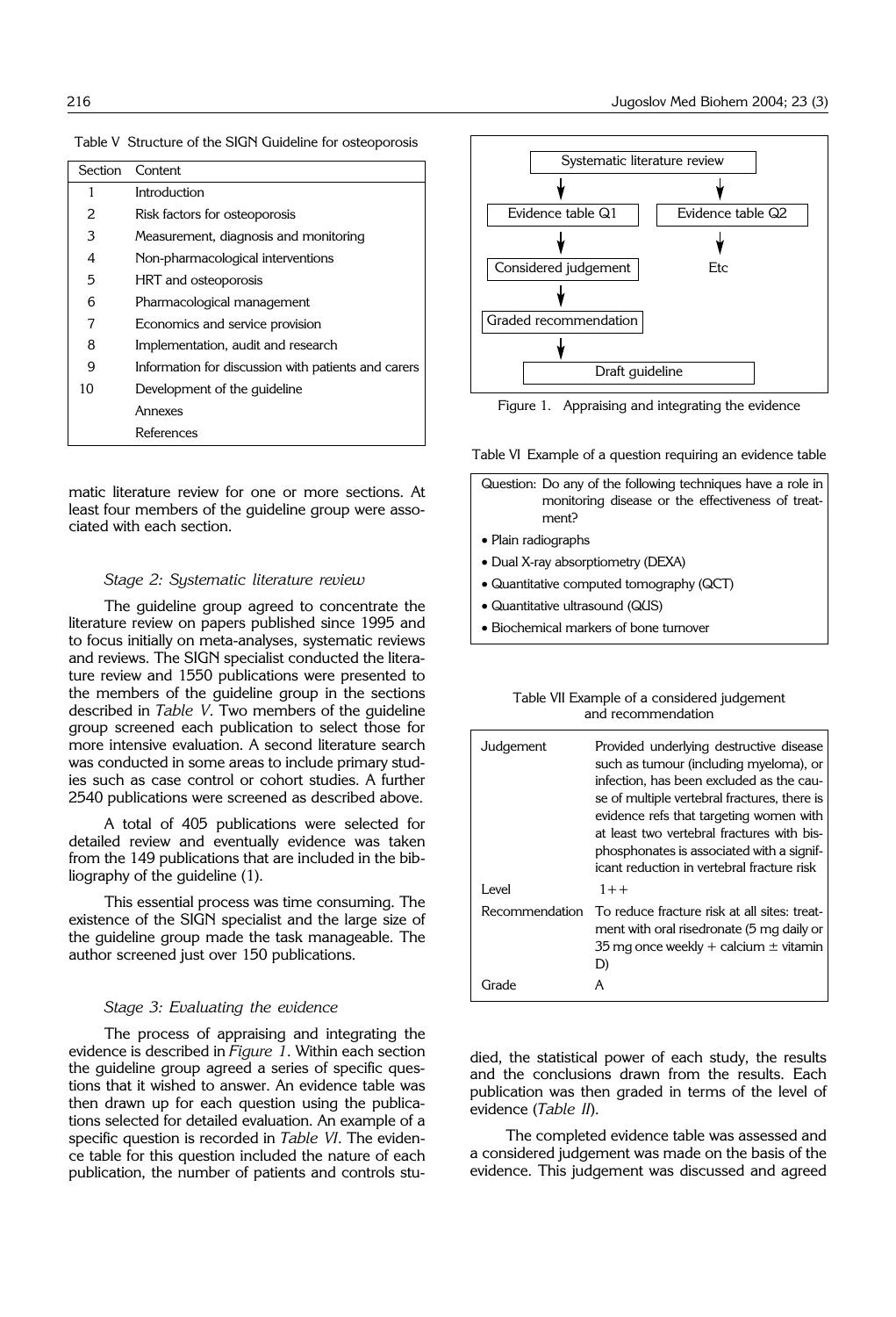Table V Structure of the SIGN Guideline for osteoporosis

| Section | Content |
|---|---|
| 1 | Introduction |
| 2 | Risk factors for osteoporosis |
| 3 | Measurement, diagnosis and monitoring |
| 4 | Non-pharmacological interventions |
| 5 | HRT and osteoporosis |
| 6 | Pharmacological management |
| 7 | Economics and service provision |
| 8 | Implementation, audit and research |
| 9 | Information for discussion with patients and carers |
| 10 | Development of the guideline |
| | Annexes |
| | References |

matic literature review for one or more sections. At least four members of the guideline group were associated with each section.

### *Stage 2: Systematic literature review*

The guideline group agreed to concentrate the literature review on papers published since 1995 and to focus initially on meta-analyses, systematic reviews and reviews. The SIGN specialist conducted the literature review and 1550 publications were presented to the members of the guideline group in the sections described in *Table V*. Two members of the guideline group screened each publication to select those for more intensive evaluation. A second literature search was conducted in some areas to include primary studies such as case control or cohort studies. A further 2540 publications were screened as described above.

A total of 405 publications were selected for detailed review and eventually evidence was taken from the 149 publications that are included in the bibliography of the guideline (1).

This essential process was time consuming. The existence of the SIGN specialist and the large size of the guideline group made the task manageable. The author screened just over 150 publications.

### *Stage 3: Evaluating the evidence*

The process of appraising and integrating the evidence is described in *Figure 1*. Within each section the guideline group agreed a series of specific questions that it wished to answer. An evidence table was then drawn up for each question using the publications selected for detailed evaluation. An example of a specific question is recorded in *Table VI*. The evidence table for this question included the nature of each publication, the number of patients and controls studied, the statistical power of each study, the results and the conclusions drawn from the results. Each publication was then graded in terms of the level of evidence (*Table II*).

The completed evidence table was assessed and a considered judgement was made on the basis of the evidence. This judgement was discussed and agreed

Systematic literature review → Evidence table Q1 → Considered judgement → Graded recommendation → Draft guideline

Systematic literature review → Evidence table Q2 → Etc

Figure 1. Appraising and integrating the evidence

Table VI Example of a question requiring an evidence table

Question: Do any of the following techniques have a role in monitoring disease or the effectiveness of treatment?

- Plain radiographs
- Dual X-ray absorptiometry (DEXA)
- Quantitative computed tomography (QCT)
- Quantitative ultrasound (QUS)
- Biochemical markers of bone turnover

Table VII Example of a considered judgement and recommendation

| | |
|---|---|
| Judgement | Provided underlying destructive disease such as tumour (including myeloma), or infection, has been excluded as the cause of multiple vertebral fractures, there is evidence refs that targeting women with at least two vertebral fractures with bisphosphonates is associated with a significant reduction in vertebral fracture risk |
| Level | 1++ |
| Recommendation | To reduce fracture risk at all sites: treatment with oral risedronate (5 mg daily or 35 mg once weekly + calcium ± vitamin D) |
| Grade | A |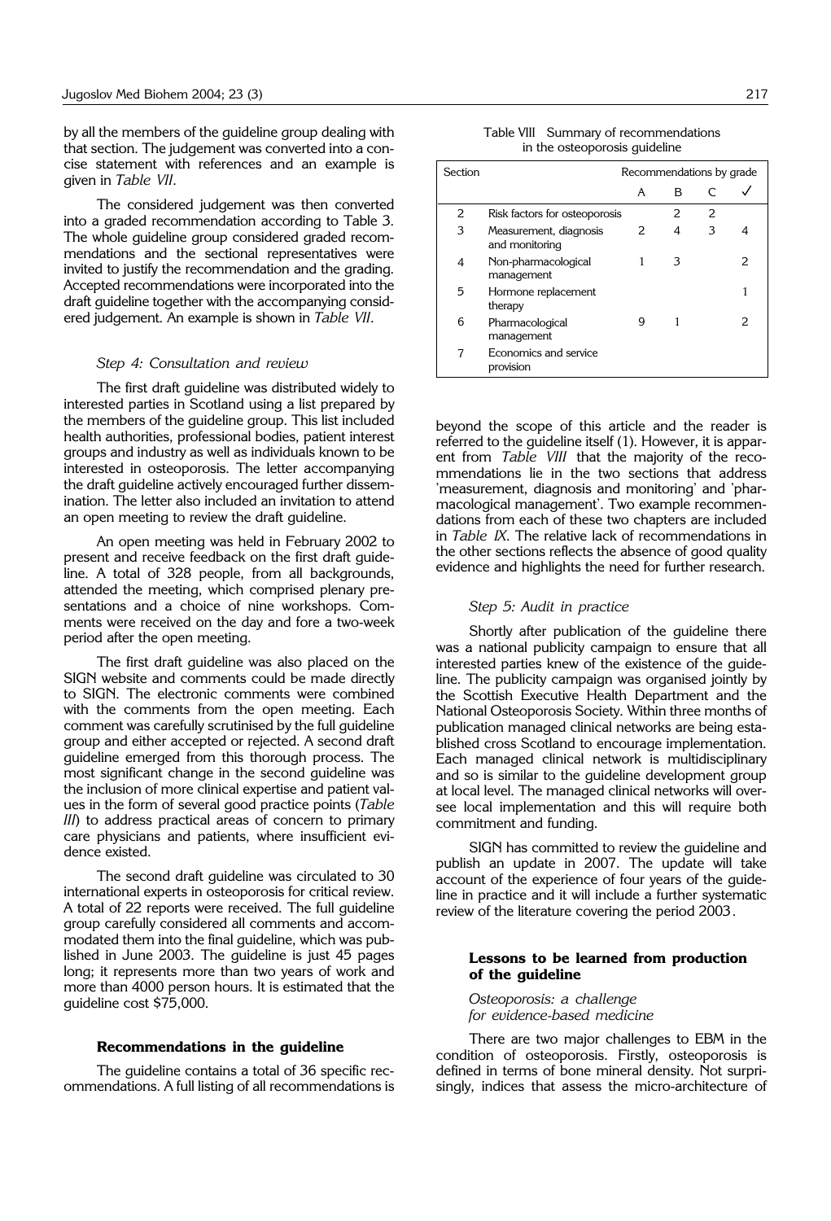by all the members of the guideline group dealing with that section. The judgement was converted into a concise statement with references and an example is given in *Table VII*.

The considered judgement was then converted into a graded recommendation according to Table 3. The whole guideline group considered graded recommendations and the sectional representatives were invited to justify the recommendation and the grading. Accepted recommendations were incorporated into the draft guideline together with the accompanying considered judgement. An example is shown in *Table VII*.

### *Step 4: Consultation and review*

The first draft guideline was distributed widely to interested parties in Scotland using a list prepared by the members of the guideline group. This list included health authorities, professional bodies, patient interest groups and industry as well as individuals known to be interested in osteoporosis. The letter accompanying the draft guideline actively encouraged further dissemination. The letter also included an invitation to attend an open meeting to review the draft guideline.

An open meeting was held in February 2002 to present and receive feedback on the first draft guideline. A total of 328 people, from all backgrounds, attended the meeting, which comprised plenary presentations and a choice of nine workshops. Comments were received on the day and fore a two-week period after the open meeting.

The first draft guideline was also placed on the SIGN website and comments could be made directly to SIGN. The electronic comments were combined with the comments from the open meeting. Each comment was carefully scrutinised by the full guideline group and either accepted or rejected. A second draft guideline emerged from this thorough process. The most significant change in the second guideline was the inclusion of more clinical expertise and patient values in the form of several good practice points (*Table III*) to address practical areas of concern to primary care physicians and patients, where insufficient evidence existed.

The second draft guideline was circulated to 30 international experts in osteoporosis for critical review. A total of 22 reports were received. The full guideline group carefully considered all comments and accommodated them into the final guideline, which was published in June 2003. The guideline is just 45 pages long; it represents more than two years of work and more than 4000 person hours. It is estimated that the guideline cost $75,000.

## **Recommendations in the guideline**

The guideline contains a total of 36 specific recommendations. A full listing of all recommendations is beyond the scope of this article and the reader is referred to the guideline itself (1). However, it is apparent from *Table VIII* that the majority of the recommendations lie in the two sections that address 'measurement, diagnosis and monitoring' and 'pharmacological management'. Two example recommendations from each of these two chapters are included in *Table IX*. The relative lack of recommendations in the other sections reflects the absence of good quality evidence and highlights the need for further research.

Table VIII Summary of recommendations in the osteoporosis guideline

| Section | | Recommendations by grade | | | |
|---|---|---|---|---|---|
| | | A | B | C | ✓ |
| 2 | Risk factors for osteoporosis | | 2 | 2 | |
| 3 | Measurement, diagnosis and monitoring | 2 | 4 | 3 | 4 |
| 4 | Non-pharmacological management | 1 | 3 | | 2 |
| 5 | Hormone replacement therapy | | | | 1 |
| 6 | Pharmacological management | 9 | 1 | | 2 |
| 7 | Economics and service provision | | | | |

### *Step 5: Audit in practice*

Shortly after publication of the guideline there was a national publicity campaign to ensure that all interested parties knew of the existence of the guideline. The publicity campaign was organised jointly by the Scottish Executive Health Department and the National Osteoporosis Society. Within three months of publication managed clinical networks are being established cross Scotland to encourage implementation. Each managed clinical network is multidisciplinary and so is similar to the guideline development group at local level. The managed clinical networks will oversee local implementation and this will require both commitment and funding.

SIGN has committed to review the guideline and publish an update in 2007. The update will take account of the experience of four years of the guideline in practice and it will include a further systematic review of the literature covering the period 2003.

## **Lessons to be learned from production of the guideline**

### *Osteoporosis: a challenge for evidence-based medicine*

There are two major challenges to EBM in the condition of osteoporosis. Firstly, osteoporosis is defined in terms of bone mineral density. Not surprisingly, indices that assess the micro-architecture of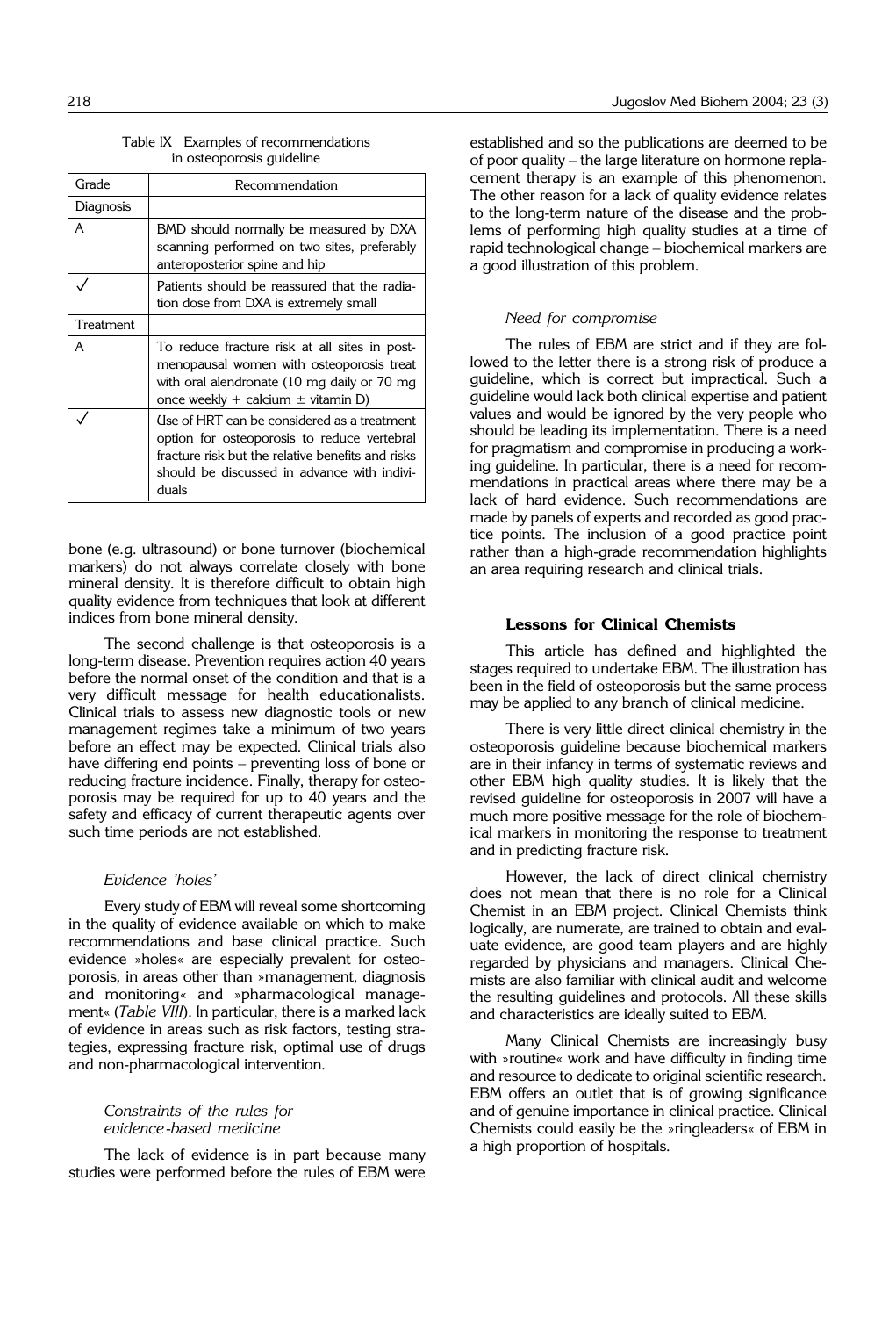Table IX Examples of recommendations in osteoporosis guideline

| Grade | Recommendation |
|---|---|
| Diagnosis | |
| A | BMD should normally be measured by DXA scanning performed on two sites, preferably anteroposterior spine and hip |
| ✓ | Patients should be reassured that the radiation dose from DXA is extremely small |
| Treatment | |
| A | To reduce fracture risk at all sites in postmenopausal women with osteoporosis treat with oral alendronate (10 mg daily or 70 mg once weekly + calcium ± vitamin D) |
| ✓ | Use of HRT can be considered as a treatment option for osteoporosis to reduce vertebral fracture risk but the relative benefits and risks should be discussed in advance with individuals |

bone (e.g. ultrasound) or bone turnover (biochemical markers) do not always correlate closely with bone mineral density. It is therefore difficult to obtain high quality evidence from techniques that look at different indices from bone mineral density.

The second challenge is that osteoporosis is a long-term disease. Prevention requires action 40 years before the normal onset of the condition and that is a very difficult message for health educationalists. Clinical trials to assess new diagnostic tools or new management regimes take a minimum of two years before an effect may be expected. Clinical trials also have differing end points – preventing loss of bone or reducing fracture incidence. Finally, therapy for osteoporosis may be required for up to 40 years and the safety and efficacy of current therapeutic agents over such time periods are not established.

*Evidence 'holes'*

Every study of EBM will reveal some shortcoming in the quality of evidence available on which to make recommendations and base clinical practice. Such evidence »holes« are especially prevalent for osteoporosis, in areas other than »management, diagnosis and monitoring« and »pharmacological management« (*Table VIII*). In particular, there is a marked lack of evidence in areas such as risk factors, testing strategies, expressing fracture risk, optimal use of drugs and non-pharmacological intervention.

*Constraints of the rules for evidence-based medicine*

The lack of evidence is in part because many studies were performed before the rules of EBM were established and so the publications are deemed to be of poor quality – the large literature on hormone replacement therapy is an example of this phenomenon. The other reason for a lack of quality evidence relates to the long-term nature of the disease and the problems of performing high quality studies at a time of rapid technological change – biochemical markers are a good illustration of this problem.

*Need for compromise*

The rules of EBM are strict and if they are followed to the letter there is a strong risk of produce a guideline, which is correct but impractical. Such a guideline would lack both clinical expertise and patient values and would be ignored by the very people who should be leading its implementation. There is a need for pragmatism and compromise in producing a working guideline. In particular, there is a need for recommendations in practical areas where there may be a lack of hard evidence. Such recommendations are made by panels of experts and recorded as good practice points. The inclusion of a good practice point rather than a high-grade recommendation highlights an area requiring research and clinical trials.

**Lessons for Clinical Chemists**

This article has defined and highlighted the stages required to undertake EBM. The illustration has been in the field of osteoporosis but the same process may be applied to any branch of clinical medicine.

There is very little direct clinical chemistry in the osteoporosis guideline because biochemical markers are in their infancy in terms of systematic reviews and other EBM high quality studies. It is likely that the revised guideline for osteoporosis in 2007 will have a much more positive message for the role of biochemical markers in monitoring the response to treatment and in predicting fracture risk.

However, the lack of direct clinical chemistry does not mean that there is no role for a Clinical Chemist in an EBM project. Clinical Chemists think logically, are numerate, are trained to obtain and evaluate evidence, are good team players and are highly regarded by physicians and managers. Clinical Chemists are also familiar with clinical audit and welcome the resulting guidelines and protocols. All these skills and characteristics are ideally suited to EBM.

Many Clinical Chemists are increasingly busy with »routine« work and have difficulty in finding time and resource to dedicate to original scientific research. EBM offers an outlet that is of growing significance and of genuine importance in clinical practice. Clinical Chemists could easily be the »ringleaders« of EBM in a high proportion of hospitals.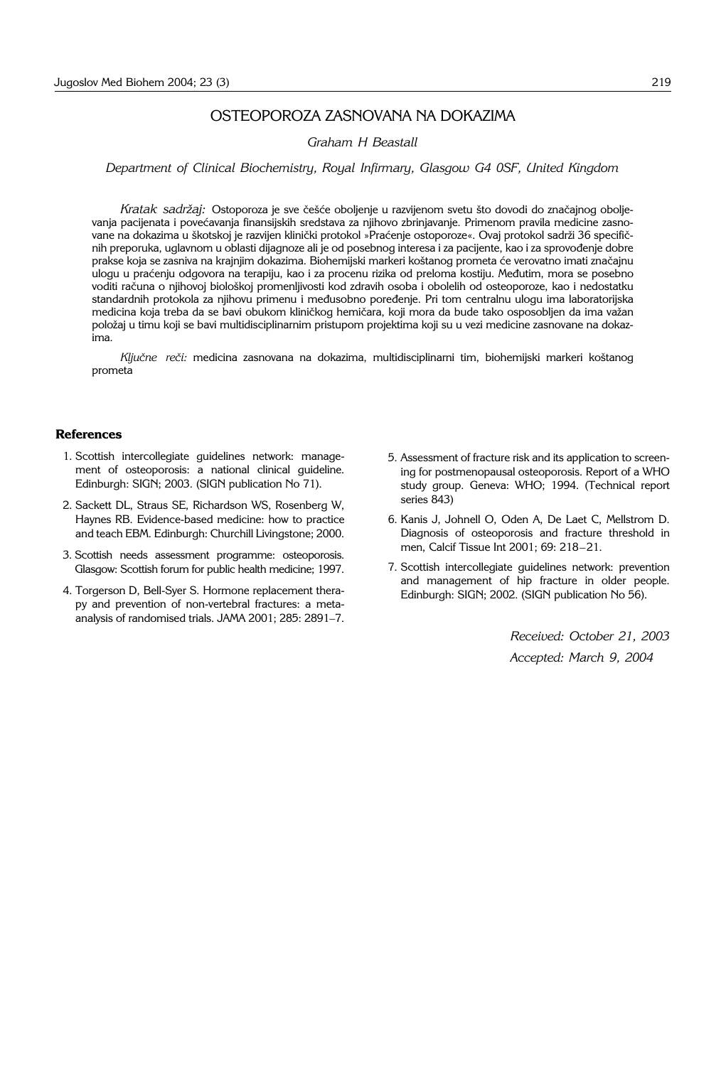# OSTEOPOROZA ZASNOVANA NA DOKAZIMA

*Graham H Beastall*

*Department of Clinical Biochemistry, Royal Infirmary, Glasgow G4 0SF, United Kingdom*

*Kratak sadržaj:* Ostoporoza je sve češće oboljenje u razvijenom svetu što dovodi do značajnog oboljevanja pacijenata i povećavanja finansijskih sredstava za njihovo zbrinjavanje. Primenom pravila medicine zasnovane na dokazima u škotskoj je razvijen klinički protokol »Praćenje ostoporoze«. Ovaj protokol sadrži 36 specifičnih preporuka, uglavnom u oblasti dijagnoze ali je od posebnog interesa i za pacijente, kao i za sprovođenje dobre prakse koja se zasniva na krajnjim dokazima. Biohemijski markeri koštanog prometa će verovatno imati značajnu ulogu u praćenju odgovora na terapiju, kao i za procenu rizika od preloma kostiju. Međutim, mora se posebno voditi računa o njihovoj biološkoj promenljivosti kod zdravih osoba i obolelih od osteoporoze, kao i nedostatku standardnih protokola za njihovu primenu i međusobno poređenje. Pri tom centralnu ulogu ima laboratorijska medicina koja treba da se bavi obukom kliničkog hemičara, koji mora da bude tako osposobljen da ima važan položaj u timu koji se bavi multidisciplinarnim pristupom projektima koji su u vezi medicine zasnovane na dokazima.

*Ključne reči:* medicina zasnovana na dokazima, multidisciplinarni tim, biohemijski markeri koštanog prometa

## References

1. Scottish intercollegiate guidelines network: management of osteoporosis: a national clinical guideline. Edinburgh: SIGN; 2003. (SIGN publication No 71).
2. Sackett DL, Straus SE, Richardson WS, Rosenberg W, Haynes RB. Evidence-based medicine: how to practice and teach EBM. Edinburgh: Churchill Livingstone; 2000.
3. Scottish needs assessment programme: osteoporosis. Glasgow: Scottish forum for public health medicine; 1997.
4. Torgerson D, Bell-Syer S. Hormone replacement therapy and prevention of non-vertebral fractures: a meta-analysis of randomised trials. JAMA 2001; 285: 2891–7.
5. Assessment of fracture risk and its application to screening for postmenopausal osteoporosis. Report of a WHO study group. Geneva: WHO; 1994. (Technical report series 843)
6. Kanis J, Johnell O, Oden A, De Laet C, Mellstrom D. Diagnosis of osteoporosis and fracture threshold in men, Calcif Tissue Int 2001; 69: 218–21.
7. Scottish intercollegiate guidelines network: prevention and management of hip fracture in older people. Edinburgh: SIGN; 2002. (SIGN publication No 56).

*Received: October 21, 2003*

*Accepted: March 9, 2004*